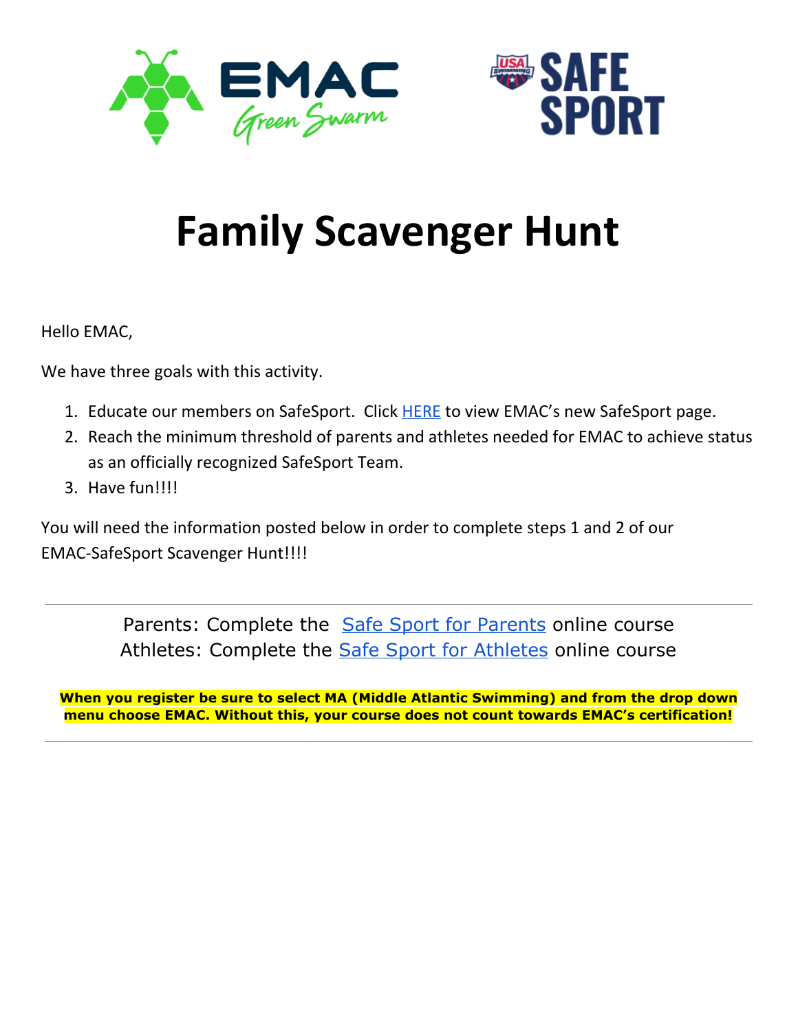# Family Scavenger Hunt

Hello EMAC,

We have three goals with this activity.

1. Educate our members on SafeSport. Click HERE to view EMAC's new SafeSport page.
2. Reach the minimum threshold of parents and athletes needed for EMAC to achieve status as an officially recognized SafeSport Team.
3. Have fun!!!!

You will need the information posted below in order to complete steps 1 and 2 of our EMAC-SafeSport Scavenger Hunt!!!!

---

Parents: Complete the Safe Sport for Parents online course
Athletes: Complete the Safe Sport for Athletes online course

**When you register be sure to select MA (Middle Atlantic Swimming) and from the drop down menu choose EMAC. Without this, your course does not count towards EMAC's certification!**

---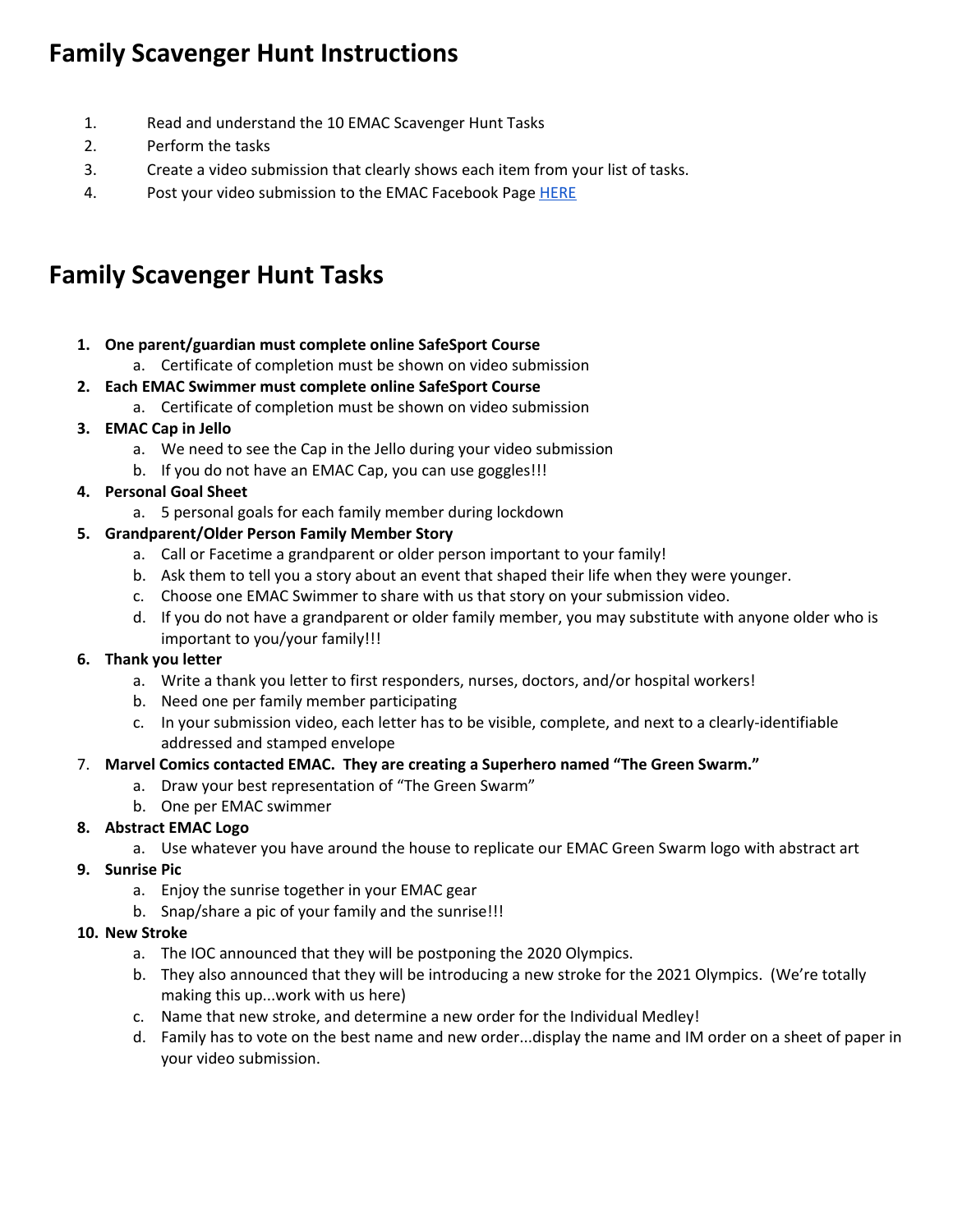# Family Scavenger Hunt Instructions

1. Read and understand the 10 EMAC Scavenger Hunt Tasks
2. Perform the tasks
3. Create a video submission that clearly shows each item from your list of tasks.
4. Post your video submission to the EMAC Facebook Page HERE

# Family Scavenger Hunt Tasks

1. **One parent/guardian must complete online SafeSport Course**
    a. Certificate of completion must be shown on video submission
2. **Each EMAC Swimmer must complete online SafeSport Course**
    a. Certificate of completion must be shown on video submission
3. **EMAC Cap in Jello**
    a. We need to see the Cap in the Jello during your video submission
    b. If you do not have an EMAC Cap, you can use goggles!!!
4. **Personal Goal Sheet**
    a. 5 personal goals for each family member during lockdown
5. **Grandparent/Older Person Family Member Story**
    a. Call or Facetime a grandparent or older person important to your family!
    b. Ask them to tell you a story about an event that shaped their life when they were younger.
    c. Choose one EMAC Swimmer to share with us that story on your submission video.
    d. If you do not have a grandparent or older family member, you may substitute with anyone older who is important to you/your family!!!
6. **Thank you letter**
    a. Write a thank you letter to first responders, nurses, doctors, and/or hospital workers!
    b. Need one per family member participating
    c. In your submission video, each letter has to be visible, complete, and next to a clearly-identifiable addressed and stamped envelope
7. **Marvel Comics contacted EMAC. They are creating a Superhero named "The Green Swarm."**
    a. Draw your best representation of "The Green Swarm"
    b. One per EMAC swimmer
8. **Abstract EMAC Logo**
    a. Use whatever you have around the house to replicate our EMAC Green Swarm logo with abstract art
9. **Sunrise Pic**
    a. Enjoy the sunrise together in your EMAC gear
    b. Snap/share a pic of your family and the sunrise!!!
10. **New Stroke**
    a. The IOC announced that they will be postponing the 2020 Olympics.
    b. They also announced that they will be introducing a new stroke for the 2021 Olympics. (We're totally making this up...work with us here)
    c. Name that new stroke, and determine a new order for the Individual Medley!
    d. Family has to vote on the best name and new order...display the name and IM order on a sheet of paper in your video submission.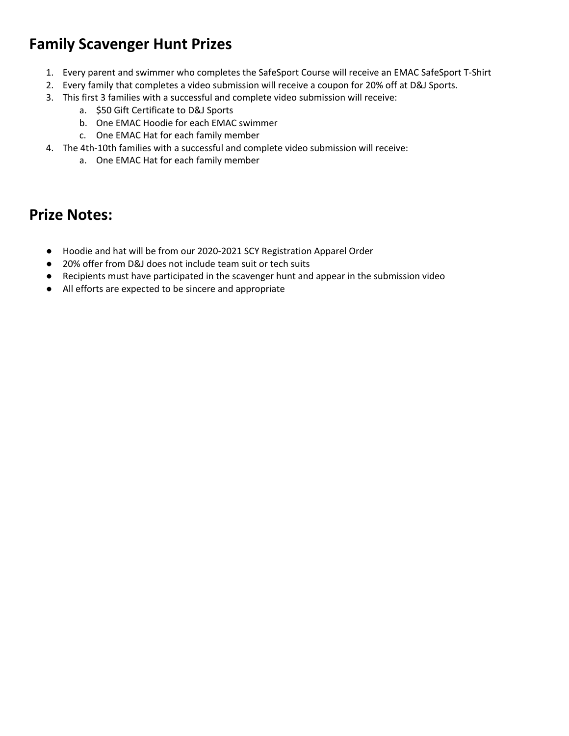## Family Scavenger Hunt Prizes

1. Every parent and swimmer who completes the SafeSport Course will receive an EMAC SafeSport T-Shirt
2. Every family that completes a video submission will receive a coupon for 20% off at D&J Sports.
3. This first 3 families with a successful and complete video submission will receive:
    a. $50 Gift Certificate to D&J Sports
    b. One EMAC Hoodie for each EMAC swimmer
    c. One EMAC Hat for each family member
4. The 4th-10th families with a successful and complete video submission will receive:
    a. One EMAC Hat for each family member

## Prize Notes:

- Hoodie and hat will be from our 2020-2021 SCY Registration Apparel Order
- 20% offer from D&J does not include team suit or tech suits
- Recipients must have participated in the scavenger hunt and appear in the submission video
- All efforts are expected to be sincere and appropriate